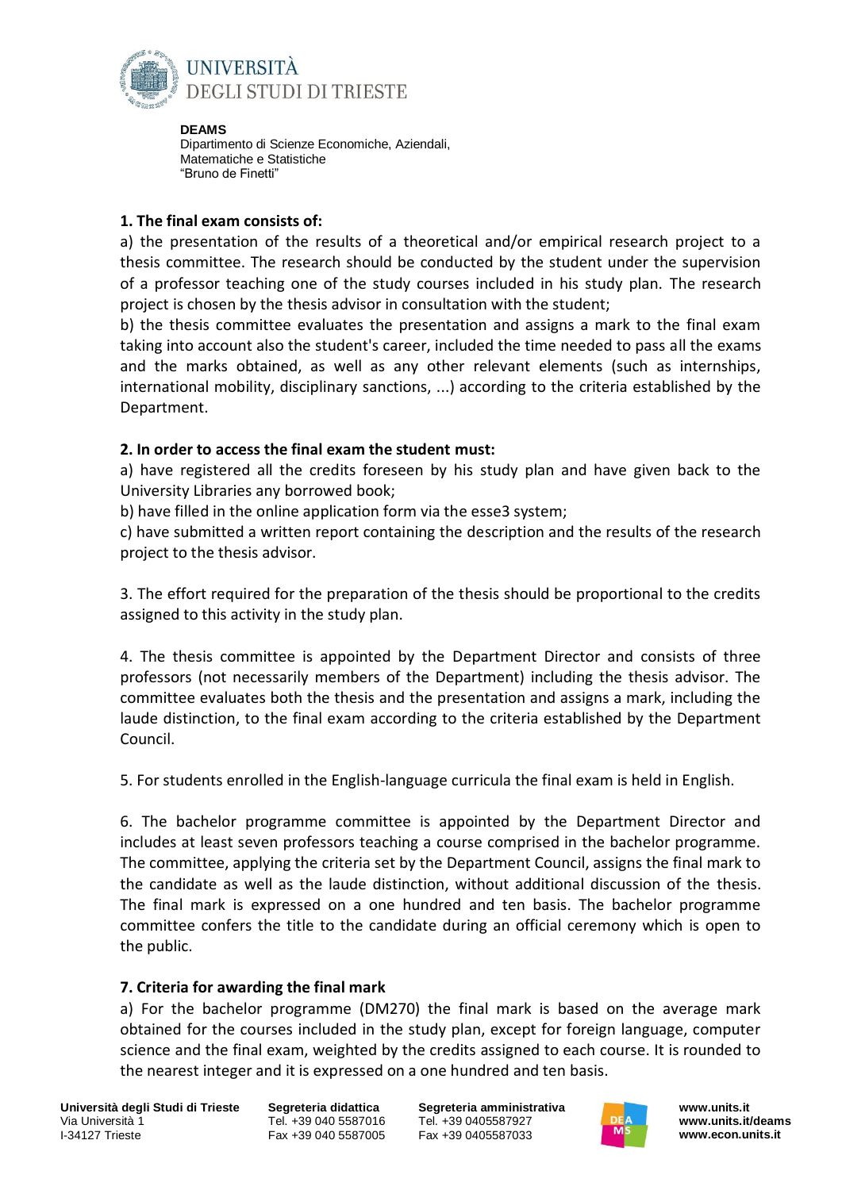**DEAMS**
Dipartimento di Scienze Economiche, Aziendali, Matematiche e Statistiche "Bruno de Finetti"

**1. The final exam consists of:**

a) the presentation of the results of a theoretical and/or empirical research project to a thesis committee. The research should be conducted by the student under the supervision of a professor teaching one of the study courses included in his study plan. The research project is chosen by the thesis advisor in consultation with the student;

b) the thesis committee evaluates the presentation and assigns a mark to the final exam taking into account also the student's career, included the time needed to pass all the exams and the marks obtained, as well as any other relevant elements (such as internships, international mobility, disciplinary sanctions, ...) according to the criteria established by the Department.

**2. In order to access the final exam the student must:**

a) have registered all the credits foreseen by his study plan and have given back to the University Libraries any borrowed book;

b) have filled in the online application form via the esse3 system;

c) have submitted a written report containing the description and the results of the research project to the thesis advisor.

3. The effort required for the preparation of the thesis should be proportional to the credits assigned to this activity in the study plan.

4. The thesis committee is appointed by the Department Director and consists of three professors (not necessarily members of the Department) including the thesis advisor. The committee evaluates both the thesis and the presentation and assigns a mark, including the laude distinction, to the final exam according to the criteria established by the Department Council.

5. For students enrolled in the English-language curricula the final exam is held in English.

6. The bachelor programme committee is appointed by the Department Director and includes at least seven professors teaching a course comprised in the bachelor programme. The committee, applying the criteria set by the Department Council, assigns the final mark to the candidate as well as the laude distinction, without additional discussion of the thesis. The final mark is expressed on a one hundred and ten basis. The bachelor programme committee confers the title to the candidate during an official ceremony which is open to the public.

**7. Criteria for awarding the final mark**

a) For the bachelor programme (DM270) the final mark is based on the average mark obtained for the courses included in the study plan, except for foreign language, computer science and the final exam, weighted by the credits assigned to each course. It is rounded to the nearest integer and it is expressed on a one hundred and ten basis.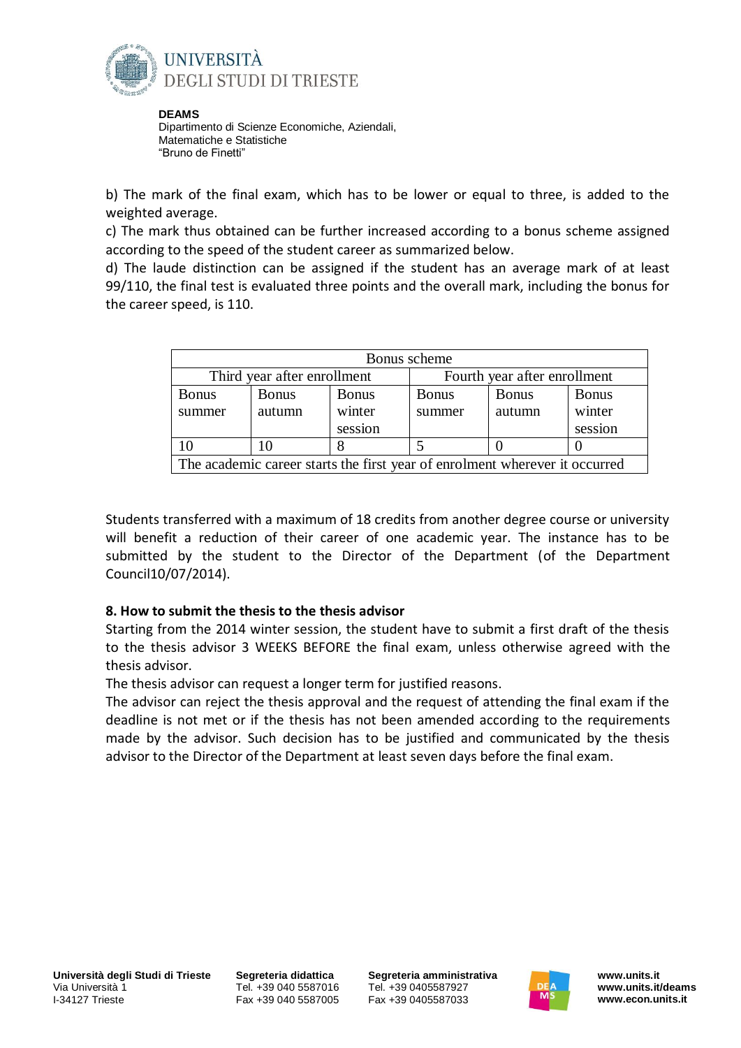b) The mark of the final exam, which has to be lower or equal to three, is added to the weighted average.

c) The mark thus obtained can be further increased according to a bonus scheme assigned according to the speed of the student career as summarized below.

d) The laude distinction can be assigned if the student has an average mark of at least 99/110, the final test is evaluated three points and the overall mark, including the bonus for the career speed, is 110.

| Bonus scheme | | | | | |
|---|---|---|---|---|---|
| Third year after enrollment | | | Fourth year after enrollment | | |
| Bonus summer | Bonus autumn | Bonus winter session | Bonus summer | Bonus autumn | Bonus winter session |
| 10 | 10 | 8 | 5 | 0 | 0 |
| The academic career starts the first year of enrolment wherever it occurred | | | | | |

Students transferred with a maximum of 18 credits from another degree course or university will benefit a reduction of their career of one academic year. The instance has to be submitted by the student to the Director of the Department (of the Department Council10/07/2014).

### 8. How to submit the thesis to the thesis advisor

Starting from the 2014 winter session, the student have to submit a first draft of the thesis to the thesis advisor 3 WEEKS BEFORE the final exam, unless otherwise agreed with the thesis advisor.

The thesis advisor can request a longer term for justified reasons.

The advisor can reject the thesis approval and the request of attending the final exam if the deadline is not met or if the thesis has not been amended according to the requirements made by the advisor. Such decision has to be justified and communicated by the thesis advisor to the Director of the Department at least seven days before the final exam.